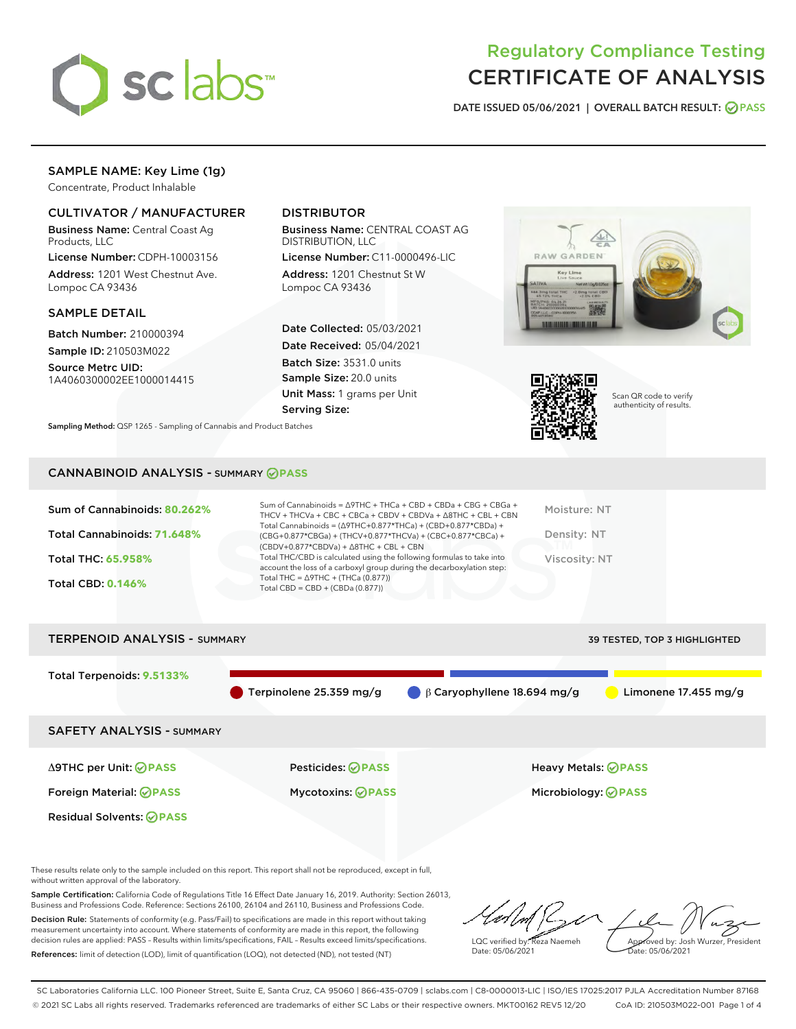# Regulatory Compliance Testing
# CERTIFICATE OF ANALYSIS

DATE ISSUED 05/06/2021 | OVERALL BATCH RESULT: PASS

## SAMPLE NAME: Key Lime (1g)

Concentrate, Product Inhalable

### CULTIVATOR / MANUFACTURER

**Business Name:** Central Coast Ag Products, LLC

**License Number:** CDPH-10003156

**Address:** 1201 West Chestnut Ave. Lompoc CA 93436

### DISTRIBUTOR

**Business Name:** CENTRAL COAST AG DISTRIBUTION, LLC

**License Number:** C11-0000496-LIC

**Address:** 1201 Chestnut St W Lompoc CA 93436

### SAMPLE DETAIL

**Batch Number:** 210000394

**Sample ID:** 210503M022

**Source Metrc UID:** 1A4060300002EE1000014415

**Date Collected:** 05/03/2021

**Date Received:** 05/04/2021

**Batch Size:** 3531.0 units

**Sample Size:** 20.0 units

**Unit Mass:** 1 grams per Unit

**Serving Size:**

**Sampling Method:** QSP 1265 - Sampling of Cannabis and Product Batches

Scan QR code to verify authenticity of results.

## CANNABINOID ANALYSIS - SUMMARY PASS

**Sum of Cannabinoids:** 80.262%

**Total Cannabinoids:** 71.648%

**Total THC:** 65.958%

**Total CBD:** 0.146%

Sum of Cannabinoids = Δ9THC + THCa + CBD + CBDa + CBG + CBGa + THCV + THCVa + CBC + CBCa + CBDV + CBDVa + Δ8THC + CBL + CBN

Total Cannabinoids = (Δ9THC+0.877*THCa) + (CBD+0.877*CBDa) + (CBG+0.877*CBGa) + (THCV+0.877*THCVa) + (CBC+0.877*CBCa) + (CBDV+0.877*CBDVa) + Δ8THC + CBL + CBN

Total THC/CBD is calculated using the following formulas to take into account the loss of a carboxyl group during the decarboxylation step:

Total THC = Δ9THC + (THCa (0.877))

Total CBD = CBD + (CBDa (0.877))

Moisture: NT

Density: NT

Viscosity: NT

## TERPENOID ANALYSIS - SUMMARY

39 TESTED, TOP 3 HIGHLIGHTED

**Total Terpenoids:** 9.5133%

- Terpinolene 25.359 mg/g
- β Caryophyllene 18.694 mg/g
- Limonene 17.455 mg/g

## SAFETY ANALYSIS - SUMMARY

| | | |
|---|---|---|
| Δ9THC per Unit: PASS | Pesticides: PASS | Heavy Metals: PASS |
| Foreign Material: PASS | Mycotoxins: PASS | Microbiology: PASS |
| Residual Solvents: PASS | | |

These results relate only to the sample included on this report. This report shall not be reproduced, except in full, without written approval of the laboratory.

**Sample Certification:** California Code of Regulations Title 16 Effect Date January 16, 2019. Authority: Section 26013, Business and Professions Code. Reference: Sections 26100, 26104 and 26110, Business and Professions Code.

**Decision Rule:** Statements of conformity (e.g. Pass/Fail) to specifications are made in this report without taking measurement uncertainty into account. Where statements of conformity are made in this report, the following decision rules are applied: PASS - Results within limits/specifications, FAIL - Results exceed limits/specifications.

**References:** limit of detection (LOD), limit of quantification (LOQ), not detected (ND), not tested (NT)

LQC verified by: Reza Naemeh
Date: 05/06/2021

Approved by: Josh Wurzer, President
Date: 05/06/2021

SC Laboratories California LLC. 100 Pioneer Street, Suite E, Santa Cruz, CA 95060 | 866-435-0709 | sclabs.com | C8-0000013-LIC | ISO/IES 17025:2017 PJLA Accreditation Number 87168

© 2021 SC Labs all rights reserved. Trademarks referenced are trademarks of either SC Labs or their respective owners. MKT00162 REV5 12/20 CoA ID: 210503M022-001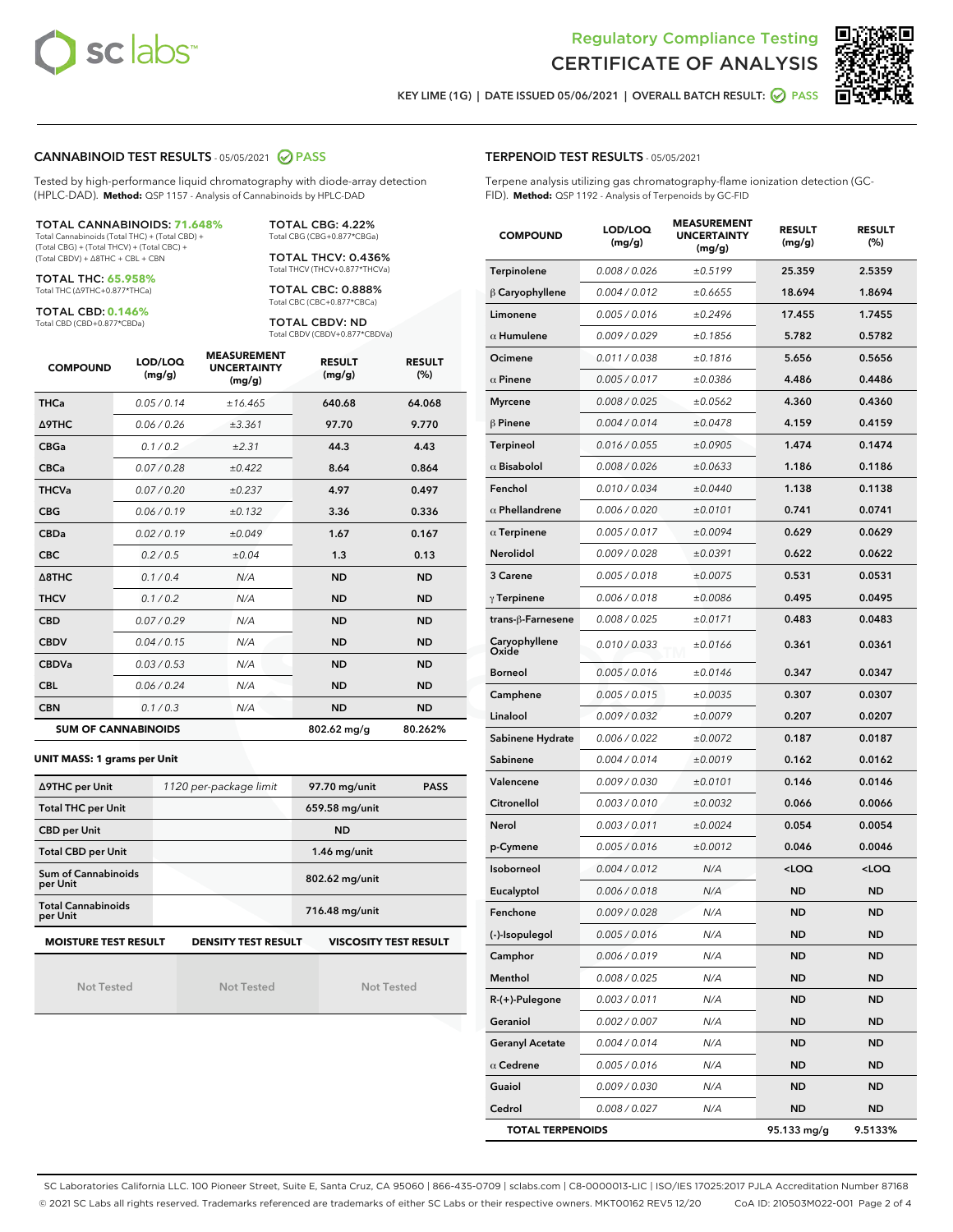# Regulatory Compliance Testing
# CERTIFICATE OF ANALYSIS

KEY LIME (1G) | DATE ISSUED 05/06/2021 | OVERALL BATCH RESULT: PASS

## CANNABINOID TEST RESULTS - 05/05/2021 PASS

Tested by high-performance liquid chromatography with diode-array detection (HPLC-DAD). **Method:** QSP 1157 - Analysis of Cannabinoids by HPLC-DAD

**TOTAL CANNABINOIDS: 71.648%**
Total Cannabinoids (Total THC) + (Total CBD) + (Total CBG) + (Total THCV) + (Total CBC) + (Total CBDV) + Δ8THC + CBL + CBN

**TOTAL THC: 65.958%**
Total THC (Δ9THC+0.877*THCa)

**TOTAL CBD: 0.146%**
Total CBD (CBD+0.877*CBDa)

**TOTAL CBG: 4.22%**
Total CBG (CBG+0.877*CBGa)

**TOTAL THCV: 0.436%**
Total THCV (THCV+0.877*THCVa)

**TOTAL CBC: 0.888%**
Total CBC (CBC+0.877*CBCa)

**TOTAL CBDV: ND**
Total CBDV (CBDV+0.877*CBDVa)

| COMPOUND | LOD/LOQ (mg/g) | MEASUREMENT UNCERTAINTY (mg/g) | RESULT (mg/g) | RESULT (%) |
|---|---|---|---|---|
| THCa | 0.05 / 0.14 | ±16.465 | 640.68 | 64.068 |
| Δ9THC | 0.06 / 0.26 | ±3.361 | 97.70 | 9.770 |
| CBGa | 0.1 / 0.2 | ±2.31 | 44.3 | 4.43 |
| CBCa | 0.07 / 0.28 | ±0.422 | 8.64 | 0.864 |
| THCVa | 0.07 / 0.20 | ±0.237 | 4.97 | 0.497 |
| CBG | 0.06 / 0.19 | ±0.132 | 3.36 | 0.336 |
| CBDa | 0.02 / 0.19 | ±0.049 | 1.67 | 0.167 |
| CBC | 0.2 / 0.5 | ±0.04 | 1.3 | 0.13 |
| Δ8THC | 0.1 / 0.4 | N/A | ND | ND |
| THCV | 0.1 / 0.2 | N/A | ND | ND |
| CBD | 0.07 / 0.29 | N/A | ND | ND |
| CBDV | 0.04 / 0.15 | N/A | ND | ND |
| CBDVa | 0.03 / 0.53 | N/A | ND | ND |
| CBL | 0.06 / 0.24 | N/A | ND | ND |
| CBN | 0.1 / 0.3 | N/A | ND | ND |
| **SUM OF CANNABINOIDS** | | | **802.62 mg/g** | **80.262%** |

**UNIT MASS: 1 grams per Unit**

| | | | |
|---|---|---|---|
| Δ9THC per Unit | 1120 per-package limit | 97.70 mg/unit | PASS |
| Total THC per Unit | | 659.58 mg/unit | |
| CBD per Unit | | ND | |
| Total CBD per Unit | | 1.46 mg/unit | |
| Sum of Cannabinoids per Unit | | 802.62 mg/unit | |
| Total Cannabinoids per Unit | | 716.48 mg/unit | |

| MOISTURE TEST RESULT | DENSITY TEST RESULT | VISCOSITY TEST RESULT |
|---|---|---|
| Not Tested | Not Tested | Not Tested |

## TERPENOID TEST RESULTS - 05/05/2021

Terpene analysis utilizing gas chromatography-flame ionization detection (GC-FID). **Method:** QSP 1192 - Analysis of Terpenoids by GC-FID

| COMPOUND | LOD/LOQ (mg/g) | MEASUREMENT UNCERTAINTY (mg/g) | RESULT (mg/g) | RESULT (%) |
|---|---|---|---|---|
| Terpinolene | 0.008 / 0.026 | ±0.5199 | 25.359 | 2.5359 |
| β Caryophyllene | 0.004 / 0.012 | ±0.6655 | 18.694 | 1.8694 |
| Limonene | 0.005 / 0.016 | ±0.2496 | 17.455 | 1.7455 |
| α Humulene | 0.009 / 0.029 | ±0.1856 | 5.782 | 0.5782 |
| Ocimene | 0.011 / 0.038 | ±0.1816 | 5.656 | 0.5656 |
| α Pinene | 0.005 / 0.017 | ±0.0386 | 4.486 | 0.4486 |
| Myrcene | 0.008 / 0.025 | ±0.0562 | 4.360 | 0.4360 |
| β Pinene | 0.004 / 0.014 | ±0.0478 | 4.159 | 0.4159 |
| Terpineol | 0.016 / 0.055 | ±0.0905 | 1.474 | 0.1474 |
| α Bisabolol | 0.008 / 0.026 | ±0.0633 | 1.186 | 0.1186 |
| Fenchol | 0.010 / 0.034 | ±0.0440 | 1.138 | 0.1138 |
| α Phellandrene | 0.006 / 0.020 | ±0.0101 | 0.741 | 0.0741 |
| α Terpinene | 0.005 / 0.017 | ±0.0094 | 0.629 | 0.0629 |
| Nerolidol | 0.009 / 0.028 | ±0.0391 | 0.622 | 0.0622 |
| 3 Carene | 0.005 / 0.018 | ±0.0075 | 0.531 | 0.0531 |
| γ Terpinene | 0.006 / 0.018 | ±0.0086 | 0.495 | 0.0495 |
| trans-β-Farnesene | 0.008 / 0.025 | ±0.0171 | 0.483 | 0.0483 |
| Caryophyllene Oxide | 0.010 / 0.033 | ±0.0166 | 0.361 | 0.0361 |
| Borneol | 0.005 / 0.016 | ±0.0146 | 0.347 | 0.0347 |
| Camphene | 0.005 / 0.015 | ±0.0035 | 0.307 | 0.0307 |
| Linalool | 0.009 / 0.032 | ±0.0079 | 0.207 | 0.0207 |
| Sabinene Hydrate | 0.006 / 0.022 | ±0.0072 | 0.187 | 0.0187 |
| Sabinene | 0.004 / 0.014 | ±0.0019 | 0.162 | 0.0162 |
| Valencene | 0.009 / 0.030 | ±0.0101 | 0.146 | 0.0146 |
| Citronellol | 0.003 / 0.010 | ±0.0032 | 0.066 | 0.0066 |
| Nerol | 0.003 / 0.011 | ±0.0024 | 0.054 | 0.0054 |
| p-Cymene | 0.005 / 0.016 | ±0.0012 | 0.046 | 0.0046 |
| Isoborneol | 0.004 / 0.012 | N/A | <LOQ | <LOQ |
| Eucalyptol | 0.006 / 0.018 | N/A | ND | ND |
| Fenchone | 0.009 / 0.028 | N/A | ND | ND |
| (-)-Isopulegol | 0.005 / 0.016 | N/A | ND | ND |
| Camphor | 0.006 / 0.019 | N/A | ND | ND |
| Menthol | 0.008 / 0.025 | N/A | ND | ND |
| R-(+)-Pulegone | 0.003 / 0.011 | N/A | ND | ND |
| Geraniol | 0.002 / 0.007 | N/A | ND | ND |
| Geranyl Acetate | 0.004 / 0.014 | N/A | ND | ND |
| α Cedrene | 0.005 / 0.016 | N/A | ND | ND |
| Guaiol | 0.009 / 0.030 | N/A | ND | ND |
| Cedrol | 0.008 / 0.027 | N/A | ND | ND |
| **TOTAL TERPENOIDS** | | | **95.133 mg/g** | **9.5133%** |

SC Laboratories California LLC. 100 Pioneer Street, Suite E, Santa Cruz, CA 95060 | 866-435-0709 | sclabs.com | C8-0000013-LIC | ISO/IES 17025:2017 PJLA Accreditation Number 87168
© 2021 SC Labs all rights reserved. Trademarks referenced are trademarks of either SC Labs or their respective owners. MKT00162 REV5 12/20 CoA ID: 210503M022-001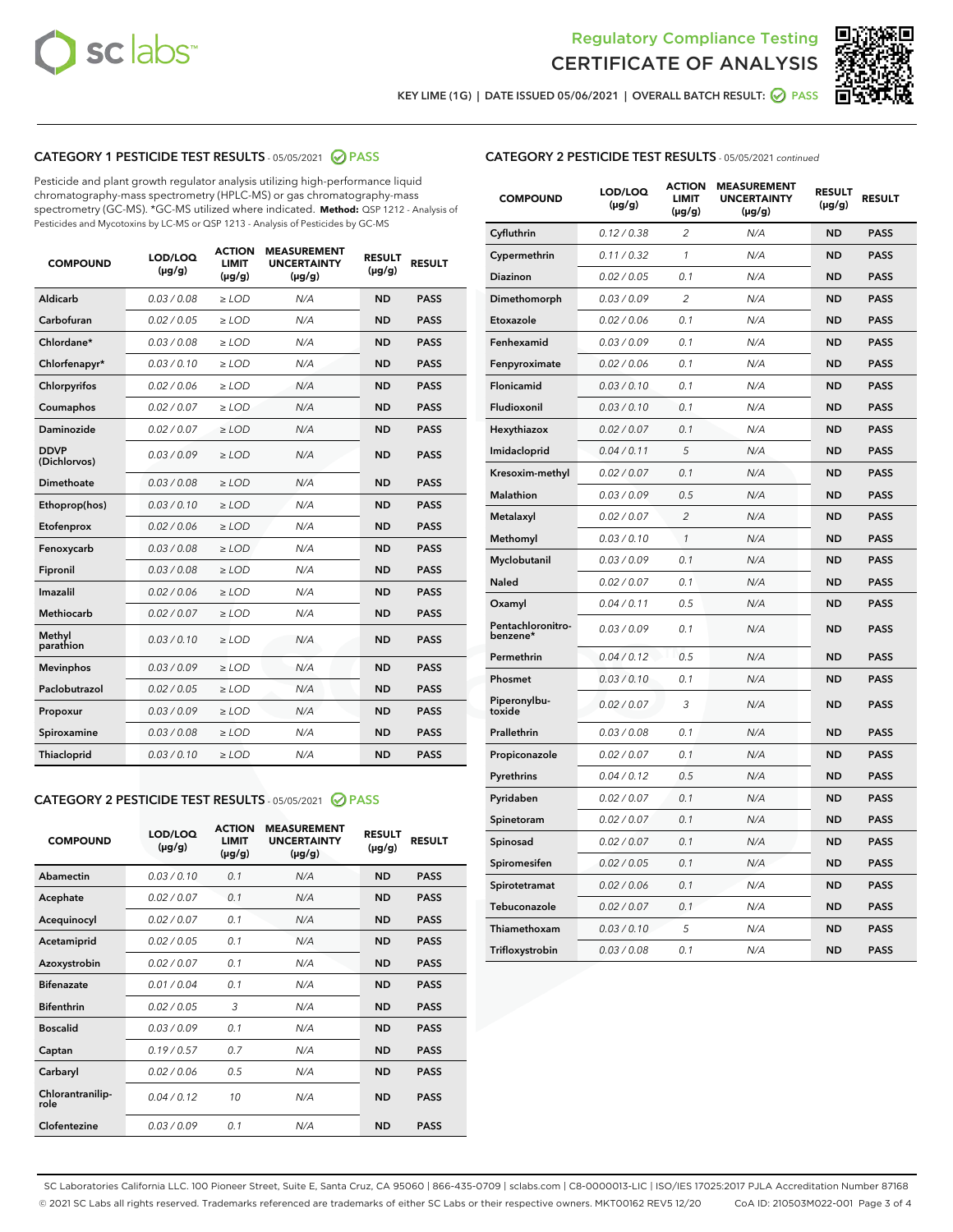Regulatory Compliance Testing
CERTIFICATE OF ANALYSIS

KEY LIME (1G) | DATE ISSUED 05/06/2021 | OVERALL BATCH RESULT: PASS

## CATEGORY 1 PESTICIDE TEST RESULTS - 05/05/2021 PASS

Pesticide and plant growth regulator analysis utilizing high-performance liquid chromatography-mass spectrometry (HPLC-MS) or gas chromatography-mass spectrometry (GC-MS). *GC-MS utilized where indicated. **Method:** QSP 1212 - Analysis of Pesticides and Mycotoxins by LC-MS or QSP 1213 - Analysis of Pesticides by GC-MS

| COMPOUND | LOD/LOQ (µg/g) | ACTION LIMIT (µg/g) | MEASUREMENT UNCERTAINTY (µg/g) | RESULT (µg/g) | RESULT |
|---|---|---|---|---|---|
| Aldicarb | 0.03 / 0.08 | ≥ LOD | N/A | ND | PASS |
| Carbofuran | 0.02 / 0.05 | ≥ LOD | N/A | ND | PASS |
| Chlordane* | 0.03 / 0.08 | ≥ LOD | N/A | ND | PASS |
| Chlorfenapyr* | 0.03 / 0.10 | ≥ LOD | N/A | ND | PASS |
| Chlorpyrifos | 0.02 / 0.06 | ≥ LOD | N/A | ND | PASS |
| Coumaphos | 0.02 / 0.07 | ≥ LOD | N/A | ND | PASS |
| Daminozide | 0.02 / 0.07 | ≥ LOD | N/A | ND | PASS |
| DDVP (Dichlorvos) | 0.03 / 0.09 | ≥ LOD | N/A | ND | PASS |
| Dimethoate | 0.03 / 0.08 | ≥ LOD | N/A | ND | PASS |
| Ethoprop(hos) | 0.03 / 0.10 | ≥ LOD | N/A | ND | PASS |
| Etofenprox | 0.02 / 0.06 | ≥ LOD | N/A | ND | PASS |
| Fenoxycarb | 0.03 / 0.08 | ≥ LOD | N/A | ND | PASS |
| Fipronil | 0.03 / 0.08 | ≥ LOD | N/A | ND | PASS |
| Imazalil | 0.02 / 0.06 | ≥ LOD | N/A | ND | PASS |
| Methiocarb | 0.02 / 0.07 | ≥ LOD | N/A | ND | PASS |
| Methyl parathion | 0.03 / 0.10 | ≥ LOD | N/A | ND | PASS |
| Mevinphos | 0.03 / 0.09 | ≥ LOD | N/A | ND | PASS |
| Paclobutrazol | 0.02 / 0.05 | ≥ LOD | N/A | ND | PASS |
| Propoxur | 0.03 / 0.09 | ≥ LOD | N/A | ND | PASS |
| Spiroxamine | 0.03 / 0.08 | ≥ LOD | N/A | ND | PASS |
| Thiacloprid | 0.03 / 0.10 | ≥ LOD | N/A | ND | PASS |

## CATEGORY 2 PESTICIDE TEST RESULTS - 05/05/2021 PASS

| COMPOUND | LOD/LOQ (µg/g) | ACTION LIMIT (µg/g) | MEASUREMENT UNCERTAINTY (µg/g) | RESULT (µg/g) | RESULT |
|---|---|---|---|---|---|
| Abamectin | 0.03 / 0.10 | 0.1 | N/A | ND | PASS |
| Acephate | 0.02 / 0.07 | 0.1 | N/A | ND | PASS |
| Acequinocyl | 0.02 / 0.07 | 0.1 | N/A | ND | PASS |
| Acetamiprid | 0.02 / 0.05 | 0.1 | N/A | ND | PASS |
| Azoxystrobin | 0.02 / 0.07 | 0.1 | N/A | ND | PASS |
| Bifenazate | 0.01 / 0.04 | 0.1 | N/A | ND | PASS |
| Bifenthrin | 0.02 / 0.05 | 3 | N/A | ND | PASS |
| Boscalid | 0.03 / 0.09 | 0.1 | N/A | ND | PASS |
| Captan | 0.19 / 0.57 | 0.7 | N/A | ND | PASS |
| Carbaryl | 0.02 / 0.06 | 0.5 | N/A | ND | PASS |
| Chlorantraniliprole | 0.04 / 0.12 | 10 | N/A | ND | PASS |
| Clofentezine | 0.03 / 0.09 | 0.1 | N/A | ND | PASS |
| Cyfluthrin | 0.12 / 0.38 | 2 | N/A | ND | PASS |
| Cypermethrin | 0.11 / 0.32 | 1 | N/A | ND | PASS |
| Diazinon | 0.02 / 0.05 | 0.1 | N/A | ND | PASS |
| Dimethomorph | 0.03 / 0.09 | 2 | N/A | ND | PASS |
| Etoxazole | 0.02 / 0.06 | 0.1 | N/A | ND | PASS |
| Fenhexamid | 0.03 / 0.09 | 0.1 | N/A | ND | PASS |
| Fenpyroximate | 0.02 / 0.06 | 0.1 | N/A | ND | PASS |
| Flonicamid | 0.03 / 0.10 | 0.1 | N/A | ND | PASS |
| Fludioxonil | 0.03 / 0.10 | 0.1 | N/A | ND | PASS |
| Hexythiazox | 0.02 / 0.07 | 0.1 | N/A | ND | PASS |
| Imidacloprid | 0.04 / 0.11 | 5 | N/A | ND | PASS |
| Kresoxim-methyl | 0.02 / 0.07 | 0.1 | N/A | ND | PASS |
| Malathion | 0.03 / 0.09 | 0.5 | N/A | ND | PASS |
| Metalaxyl | 0.02 / 0.07 | 2 | N/A | ND | PASS |
| Methomyl | 0.03 / 0.10 | 1 | N/A | ND | PASS |
| Myclobutanil | 0.03 / 0.09 | 0.1 | N/A | ND | PASS |
| Naled | 0.02 / 0.07 | 0.1 | N/A | ND | PASS |
| Oxamyl | 0.04 / 0.11 | 0.5 | N/A | ND | PASS |
| Pentachloronitrobenzene* | 0.03 / 0.09 | 0.1 | N/A | ND | PASS |
| Permethrin | 0.04 / 0.12 | 0.5 | N/A | ND | PASS |
| Phosmet | 0.03 / 0.10 | 0.1 | N/A | ND | PASS |
| Piperonylbutoxide | 0.02 / 0.07 | 3 | N/A | ND | PASS |
| Prallethrin | 0.03 / 0.08 | 0.1 | N/A | ND | PASS |
| Propiconazole | 0.02 / 0.07 | 0.1 | N/A | ND | PASS |
| Pyrethrins | 0.04 / 0.12 | 0.5 | N/A | ND | PASS |
| Pyridaben | 0.02 / 0.07 | 0.1 | N/A | ND | PASS |
| Spinetoram | 0.02 / 0.07 | 0.1 | N/A | ND | PASS |
| Spinosad | 0.02 / 0.07 | 0.1 | N/A | ND | PASS |
| Spiromesifen | 0.02 / 0.05 | 0.1 | N/A | ND | PASS |
| Spirotetramat | 0.02 / 0.06 | 0.1 | N/A | ND | PASS |
| Tebuconazole | 0.02 / 0.07 | 0.1 | N/A | ND | PASS |
| Thiamethoxam | 0.03 / 0.10 | 5 | N/A | ND | PASS |
| Trifloxystrobin | 0.03 / 0.08 | 0.1 | N/A | ND | PASS |

SC Laboratories California LLC. 100 Pioneer Street, Suite E, Santa Cruz, CA 95060 | 866-435-0709 | sclabs.com | C8-0000013-LIC | ISO/IES 17025:2017 PJLA Accreditation Number 87168
© 2021 SC Labs all rights reserved. Trademarks referenced are trademarks of either SC Labs or their respective owners. MKT00162 REV5 12/20 CoA ID: 210503M022-001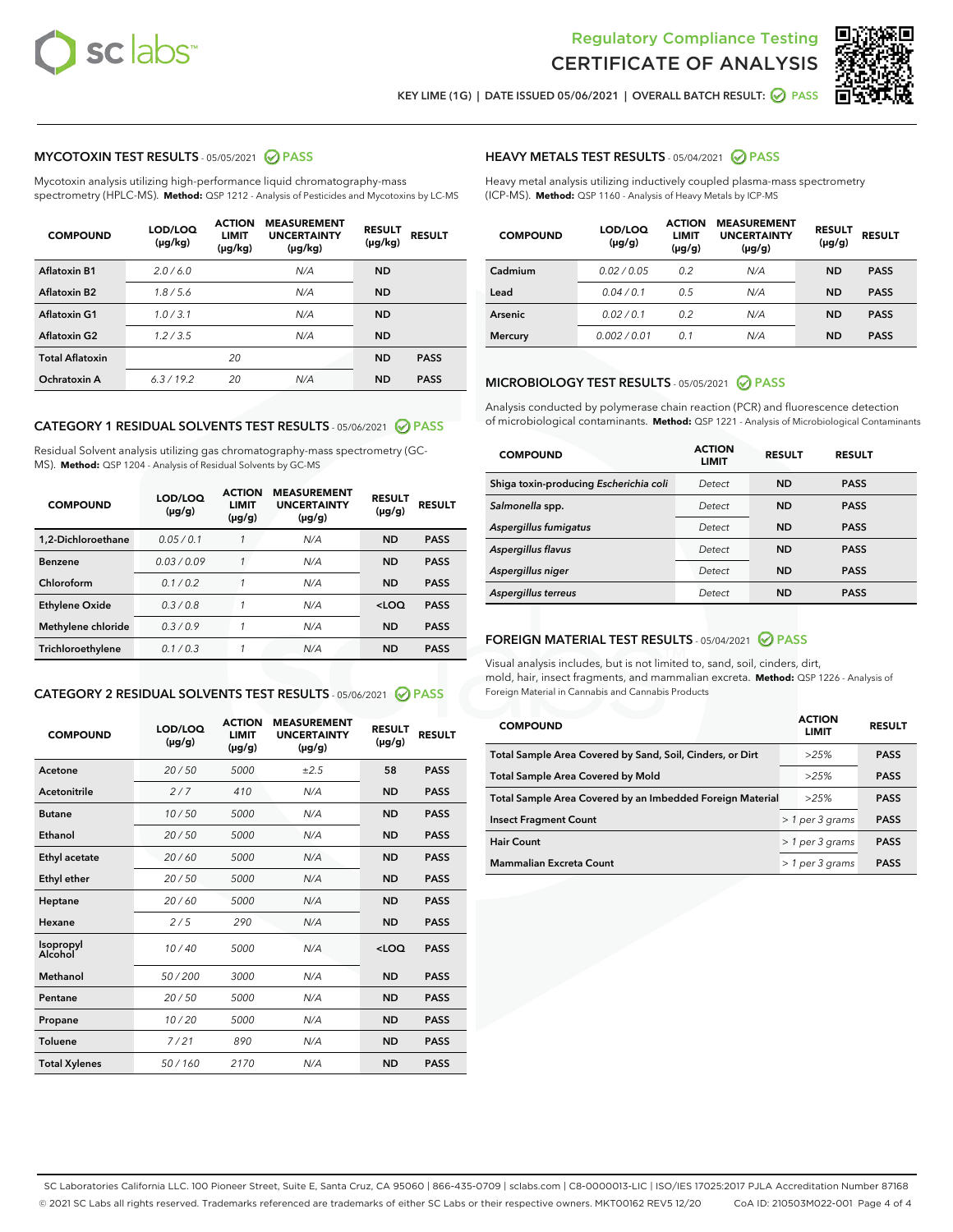Regulatory Compliance Testing
# CERTIFICATE OF ANALYSIS

KEY LIME (1G) | DATE ISSUED 05/06/2021 | OVERALL BATCH RESULT: PASS

## MYCOTOXIN TEST RESULTS - 05/05/2021 PASS

Mycotoxin analysis utilizing high-performance liquid chromatography-mass spectrometry (HPLC-MS). **Method:** QSP 1212 - Analysis of Pesticides and Mycotoxins by LC-MS

| COMPOUND | LOD/LOQ (µg/kg) | ACTION LIMIT (µg/kg) | MEASUREMENT UNCERTAINTY (µg/kg) | RESULT (µg/kg) | RESULT |
|---|---|---|---|---|---|
| Aflatoxin B1 | 2.0 / 6.0 | | N/A | ND | |
| Aflatoxin B2 | 1.8 / 5.6 | | N/A | ND | |
| Aflatoxin G1 | 1.0 / 3.1 | | N/A | ND | |
| Aflatoxin G2 | 1.2 / 3.5 | | N/A | ND | |
| Total Aflatoxin | | 20 | | ND | PASS |
| Ochratoxin A | 6.3 / 19.2 | 20 | N/A | ND | PASS |

## CATEGORY 1 RESIDUAL SOLVENTS TEST RESULTS - 05/06/2021 PASS

Residual Solvent analysis utilizing gas chromatography-mass spectrometry (GC-MS). **Method:** QSP 1204 - Analysis of Residual Solvents by GC-MS

| COMPOUND | LOD/LOQ (µg/g) | ACTION LIMIT (µg/g) | MEASUREMENT UNCERTAINTY (µg/g) | RESULT (µg/g) | RESULT |
|---|---|---|---|---|---|
| 1,2-Dichloroethane | 0.05 / 0.1 | 1 | N/A | ND | PASS |
| Benzene | 0.03 / 0.09 | 1 | N/A | ND | PASS |
| Chloroform | 0.1 / 0.2 | 1 | N/A | ND | PASS |
| Ethylene Oxide | 0.3 / 0.8 | 1 | N/A | <LOQ | PASS |
| Methylene chloride | 0.3 / 0.9 | 1 | N/A | ND | PASS |
| Trichloroethylene | 0.1 / 0.3 | 1 | N/A | ND | PASS |

## CATEGORY 2 RESIDUAL SOLVENTS TEST RESULTS - 05/06/2021 PASS

| COMPOUND | LOD/LOQ (µg/g) | ACTION LIMIT (µg/g) | MEASUREMENT UNCERTAINTY (µg/g) | RESULT (µg/g) | RESULT |
|---|---|---|---|---|---|
| Acetone | 20 / 50 | 5000 | ±2.5 | 58 | PASS |
| Acetonitrile | 2 / 7 | 410 | N/A | ND | PASS |
| Butane | 10 / 50 | 5000 | N/A | ND | PASS |
| Ethanol | 20 / 50 | 5000 | N/A | ND | PASS |
| Ethyl acetate | 20 / 60 | 5000 | N/A | ND | PASS |
| Ethyl ether | 20 / 50 | 5000 | N/A | ND | PASS |
| Heptane | 20 / 60 | 5000 | N/A | ND | PASS |
| Hexane | 2 / 5 | 290 | N/A | ND | PASS |
| Isopropyl Alcohol | 10 / 40 | 5000 | N/A | <LOQ | PASS |
| Methanol | 50 / 200 | 3000 | N/A | ND | PASS |
| Pentane | 20 / 50 | 5000 | N/A | ND | PASS |
| Propane | 10 / 20 | 5000 | N/A | ND | PASS |
| Toluene | 7 / 21 | 890 | N/A | ND | PASS |
| Total Xylenes | 50 / 160 | 2170 | N/A | ND | PASS |

## HEAVY METALS TEST RESULTS - 05/04/2021 PASS

Heavy metal analysis utilizing inductively coupled plasma-mass spectrometry (ICP-MS). **Method:** QSP 1160 - Analysis of Heavy Metals by ICP-MS

| COMPOUND | LOD/LOQ (µg/g) | ACTION LIMIT (µg/g) | MEASUREMENT UNCERTAINTY (µg/g) | RESULT (µg/g) | RESULT |
|---|---|---|---|---|---|
| Cadmium | 0.02 / 0.05 | 0.2 | N/A | ND | PASS |
| Lead | 0.04 / 0.1 | 0.5 | N/A | ND | PASS |
| Arsenic | 0.02 / 0.1 | 0.2 | N/A | ND | PASS |
| Mercury | 0.002 / 0.01 | 0.1 | N/A | ND | PASS |

## MICROBIOLOGY TEST RESULTS - 05/05/2021 PASS

Analysis conducted by polymerase chain reaction (PCR) and fluorescence detection of microbiological contaminants. **Method:** QSP 1221 - Analysis of Microbiological Contaminants

| COMPOUND | ACTION LIMIT | RESULT | RESULT |
|---|---|---|---|
| Shiga toxin-producing *Escherichia coli* | Detect | ND | PASS |
| *Salmonella* spp. | Detect | ND | PASS |
| *Aspergillus fumigatus* | Detect | ND | PASS |
| *Aspergillus flavus* | Detect | ND | PASS |
| *Aspergillus niger* | Detect | ND | PASS |
| *Aspergillus terreus* | Detect | ND | PASS |

## FOREIGN MATERIAL TEST RESULTS - 05/04/2021 PASS

Visual analysis includes, but is not limited to, sand, soil, cinders, dirt, mold, hair, insect fragments, and mammalian excreta. **Method:** QSP 1226 - Analysis of Foreign Material in Cannabis and Cannabis Products

| COMPOUND | ACTION LIMIT | RESULT |
|---|---|---|
| Total Sample Area Covered by Sand, Soil, Cinders, or Dirt | >25% | PASS |
| Total Sample Area Covered by Mold | >25% | PASS |
| Total Sample Area Covered by an Imbedded Foreign Material | >25% | PASS |
| Insect Fragment Count | > 1 per 3 grams | PASS |
| Hair Count | > 1 per 3 grams | PASS |
| Mammalian Excreta Count | > 1 per 3 grams | PASS |

SC Laboratories California LLC. 100 Pioneer Street, Suite E, Santa Cruz, CA 95060 | 866-435-0709 | sclabs.com | C8-0000013-LIC | ISO/IES 17025:2017 PJLA Accreditation Number 87168
© 2021 SC Labs all rights reserved. Trademarks referenced are trademarks of either SC Labs or their respective owners. MKT00162 REV5 12/20 CoA ID: 210503M022-001